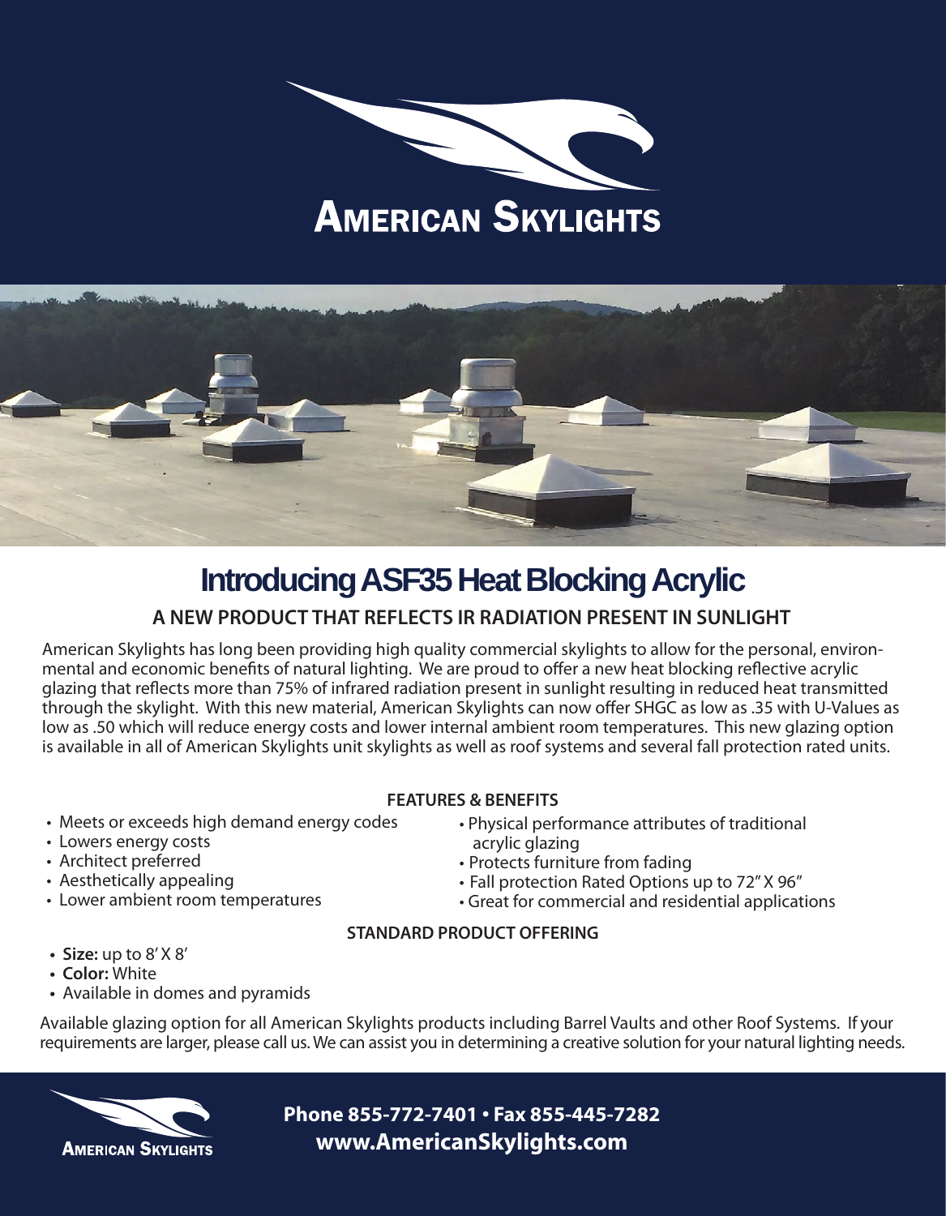# AMERICAN SKYLIGHTS

## Introducing ASF35 Heat Blocking Acrylic

### A NEW PRODUCT THAT REFLECTS IR RADIATION PRESENT IN SUNLIGHT

American Skylights has long been providing high quality commercial skylights to allow for the personal, environmental and economic benefits of natural lighting. We are proud to offer a new heat blocking reflective acrylic glazing that reflects more than 75% of infrared radiation present in sunlight resulting in reduced heat transmitted through the skylight. With this new material, American Skylights can now offer SHGC as low as .35 with U-Values as low as .50 which will reduce energy costs and lower internal ambient room temperatures. This new glazing option is available in all of American Skylights unit skylights as well as roof systems and several fall protection rated units.

**FEATURES & BENEFITS**

- Meets or exceeds high demand energy codes
- Lowers energy costs
- Architect preferred
- Aesthetically appealing
- Lower ambient room temperatures
- Physical performance attributes of traditional acrylic glazing
- Protects furniture from fading
- Fall protection Rated Options up to 72" X 96"
- Great for commercial and residential applications

**STANDARD PRODUCT OFFERING**

- **Size:** up to 8' X 8'
- **Color:** White
- Available in domes and pyramids

Available glazing option for all American Skylights products including Barrel Vaults and other Roof Systems. If your requirements are larger, please call us. We can assist you in determining a creative solution for your natural lighting needs.

AMERICAN SKYLIGHTS

**Phone 855-772-7401 • Fax 855-445-7282**
**www.AmericanSkylights.com**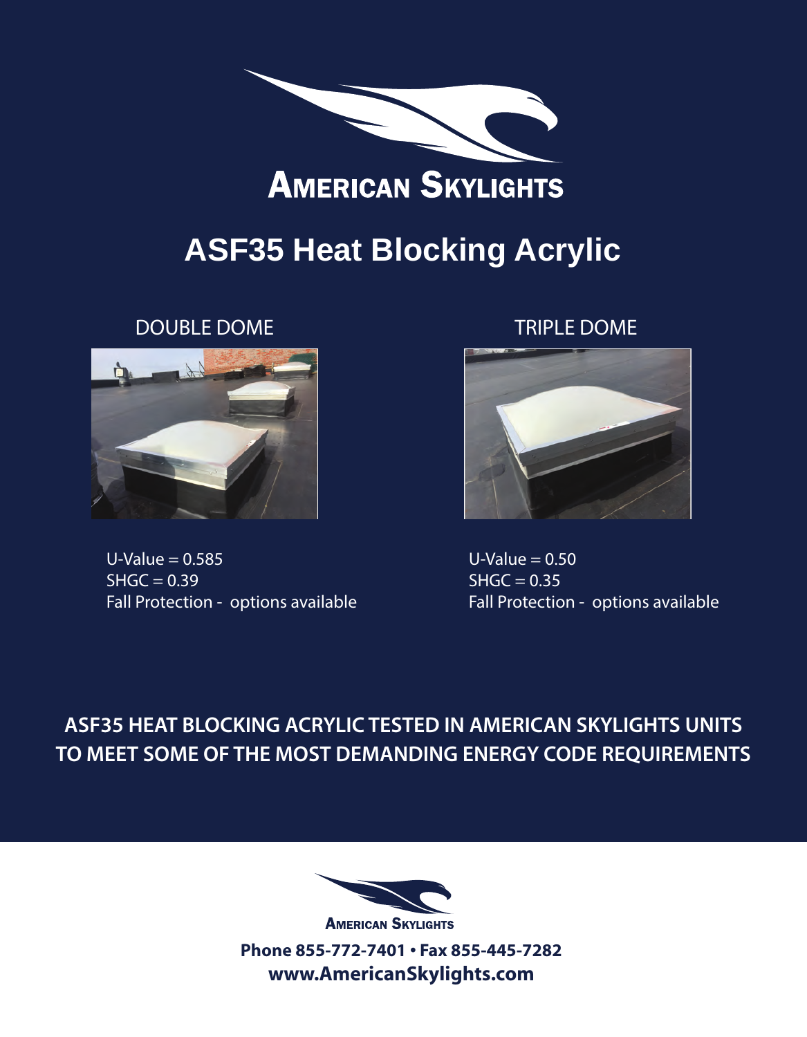AMERICAN SKYLIGHTS

# ASF35 Heat Blocking Acrylic

## DOUBLE DOME

U-Value = 0.585
SHGC = 0.39
Fall Protection - options available

## TRIPLE DOME

U-Value = 0.50
SHGC = 0.35
Fall Protection - options available

**ASF35 HEAT BLOCKING ACRYLIC TESTED IN AMERICAN SKYLIGHTS UNITS TO MEET SOME OF THE MOST DEMANDING ENERGY CODE REQUIREMENTS**

AMERICAN SKYLIGHTS

**Phone 855-772-7401 • Fax 855-445-7282**
**www.AmericanSkylights.com**